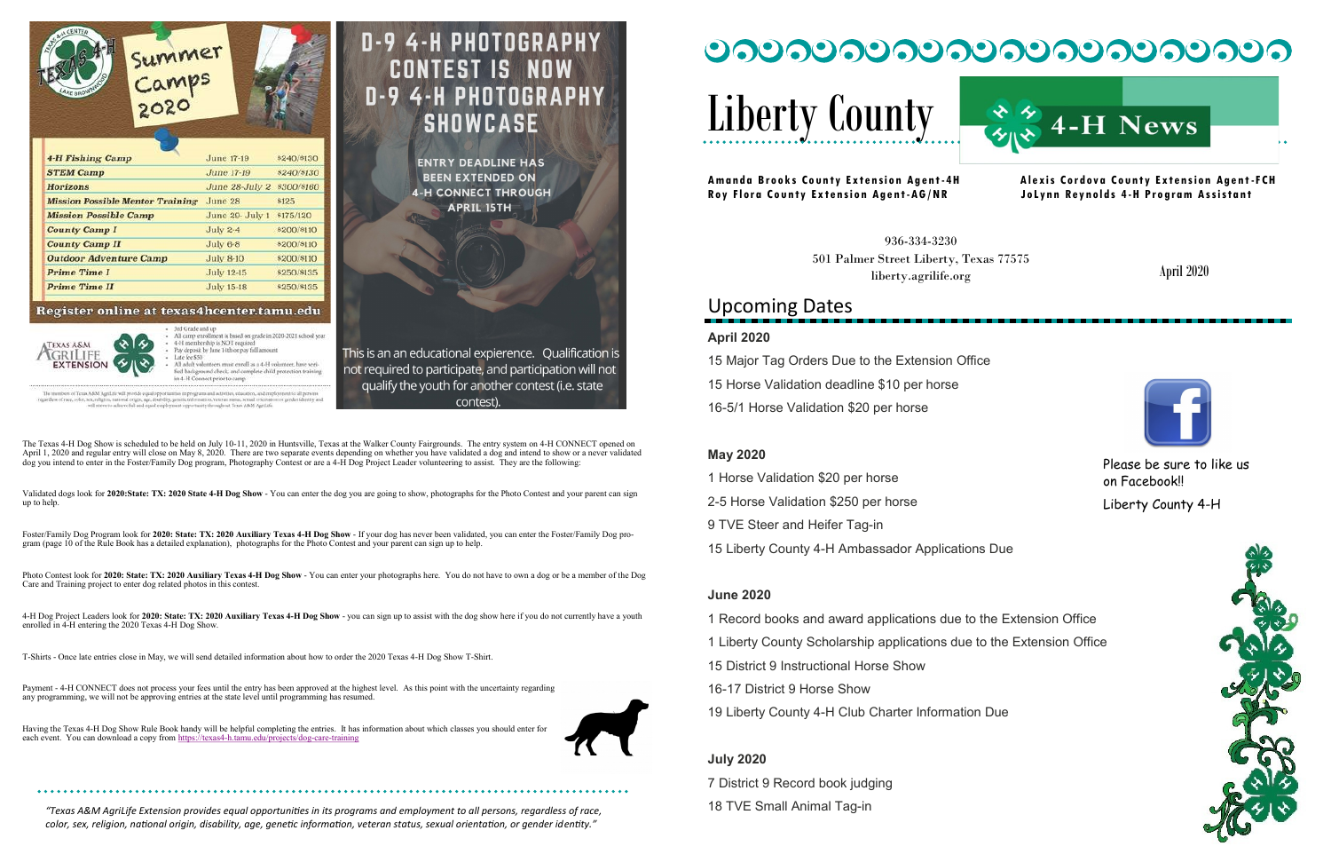# Summer Camps 2020

| | | |
|---|---|---|
| 4-H Fishing Camp | June 17-19 | $240/$130 |
| STEM Camp | June 17-19 | $240/$130 |
| Horizons | June 28-July 2 | $300/$160 |
| Mission Possible Mentor Training | June 28 | $125 |
| Mission Possible Camp | June 29- July 1 | $175/120 |
| County Camp I | July 2-4 | $200/$110 |
| County Camp II | July 6-8 | $200/$110 |
| Outdoor Adventure Camp | July 8-10 | $200/$110 |
| Prime Time I | July 12-15 | $250/$135 |
| Prime Time II | July 15-18 | $250/$135 |

**Register online at texas4hcenter.tamu.edu**

- 3rd Grade and up
- All camp enrollment is based on grade in 2020-2021 school year
- 4-H membership is NOT required
- Pay deposit by June 1 or pay full amount
- Late fee $50
- All adult volunteers must enroll as a 4-H volunteer, have verified background check, and complete child protection training in 4-H Connect prior to camp

The members of Texas A&M AgriLife will provide equal opportunities in programs and activities, education, and employment to all persons regardless of race, color, sex, religion, national origin, age, disability, genetic information, veteran status, sexual orientation or gender identity and will strive to achieve full and equal employment opportunity throughout Texas A&M AgriLife.

# D-9 4-H PHOTOGRAPHY CONTEST IS NOW D-9 4-H PHOTOGRAPHY SHOWCASE

ENTRY DEADLINE HAS BEEN EXTENDED ON 4-H CONNECT THROUGH APRIL 15TH

This is an an educational experience. Qualification is not required to participate, and participation will not qualify the youth for another contest (i.e. state contest).

The Texas 4-H Dog Show is scheduled to be held on July 10-11, 2020 in Huntsville, Texas at the Walker County Fairgrounds. The entry system on 4-H CONNECT opened on April 1, 2020 and regular entry will close on May 8, 2020. There are two separate events depending on whether you have validated a dog and intend to show or a never validated dog you intend to enter in the Foster/Family Dog program, Photography Contest or are a 4-H Dog Project Leader volunteering to assist. They are the following:

Validated dogs look for **2020:State: TX: 2020 State 4-H Dog Show** - You can enter the dog you are going to show, photographs for the Photo Contest and your parent can sign up to help.

Foster/Family Dog Program look for **2020: State: TX: 2020 Auxiliary Texas 4-H Dog Show** - If your dog has never been validated, you can enter the Foster/Family Dog program (page 10 of the Rule Book has a detailed explanation), photographs for the Photo Contest and your parent can sign up to help.

Photo Contest look for **2020: State: TX: 2020 Auxiliary Texas 4-H Dog Show** - You can enter your photographs here. You do not have to own a dog or be a member of the Dog Care and Training project to enter dog related photos in this contest.

4-H Dog Project Leaders look for **2020: State: TX: 2020 Auxiliary Texas 4-H Dog Show** - you can sign up to assist with the dog show here if you do not currently have a youth enrolled in 4-H entering the 2020 Texas 4-H Dog Show.

T-Shirts - Once late entries close in May, we will send detailed information about how to order the 2020 Texas 4-H Dog Show T-Shirt.

Payment - 4-H CONNECT does not process your fees until the entry has been approved at the highest level. As this point with the uncertainty regarding any programming, we will not be approving entries at the state level until programming has resumed.

Having the Texas 4-H Dog Show Rule Book handy will be helpful completing the entries. It has information about which classes you should enter for each event. You can download a copy from https://texas4-h.tamu.edu/projects/dog-care-training

*"Texas A&M AgriLife Extension provides equal opportunities in its programs and employment to all persons, regardless of race, color, sex, religion, national origin, disability, age, genetic information, veteran status, sexual orientation, or gender identity."*

# Liberty County 4-H News

**Amanda Brooks County Extension Agent-4H**
**Roy Flora County Extension Agent-AG/NR**

**Alexis Cordova County Extension Agent-FCH**
**JoLynn Reynolds 4-H Program Assistant**

936-334-3230
501 Palmer Street Liberty, Texas 77575
liberty.agrilife.org

April 2020

## Upcoming Dates

**April 2020**

15 Major Tag Orders Due to the Extension Office

15 Horse Validation deadline $10 per horse

16-5/1 Horse Validation $20 per horse

**May 2020**

1 Horse Validation $20 per horse

2-5 Horse Validation $250 per horse

9 TVE Steer and Heifer Tag-in

15 Liberty County 4-H Ambassador Applications Due

**June 2020**

1 Record books and award applications due to the Extension Office

1 Liberty County Scholarship applications due to the Extension Office

15 District 9 Instructional Horse Show

16-17 District 9 Horse Show

19 Liberty County 4-H Club Charter Information Due

**July 2020**

7 District 9 Record book judging

18 TVE Small Animal Tag-in

Please be sure to like us on Facebook!!

Liberty County 4-H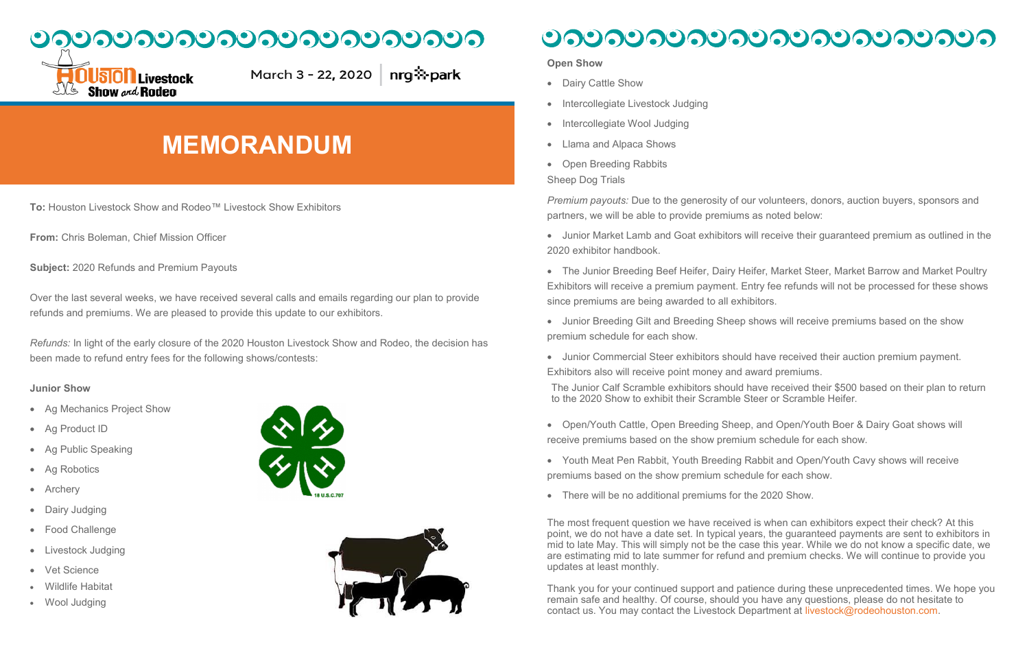# MEMORANDUM

Houston Livestock Show and Rodeo — March 3 - 22, 2020 — nrg park

**To:** Houston Livestock Show and Rodeo™ Livestock Show Exhibitors

**From:** Chris Boleman, Chief Mission Officer

**Subject:** 2020 Refunds and Premium Payouts

Over the last several weeks, we have received several calls and emails regarding our plan to provide refunds and premiums. We are pleased to provide this update to our exhibitors.

*Refunds:* In light of the early closure of the 2020 Houston Livestock Show and Rodeo, the decision has been made to refund entry fees for the following shows/contests:

**Junior Show**

- Ag Mechanics Project Show
- Ag Product ID
- Ag Public Speaking
- Ag Robotics
- Archery
- Dairy Judging
- Food Challenge
- Livestock Judging
- Vet Science
- Wildlife Habitat
- Wool Judging

**Open Show**

- Dairy Cattle Show
- Intercollegiate Livestock Judging
- Intercollegiate Wool Judging
- Llama and Alpaca Shows
- Open Breeding Rabbits

Sheep Dog Trials

*Premium payouts:* Due to the generosity of our volunteers, donors, auction buyers, sponsors and partners, we will be able to provide premiums as noted below:

- Junior Market Lamb and Goat exhibitors will receive their guaranteed premium as outlined in the 2020 exhibitor handbook.
- The Junior Breeding Beef Heifer, Dairy Heifer, Market Steer, Market Barrow and Market Poultry Exhibitors will receive a premium payment. Entry fee refunds will not be processed for these shows since premiums are being awarded to all exhibitors.
- Junior Breeding Gilt and Breeding Sheep shows will receive premiums based on the show premium schedule for each show.
- Junior Commercial Steer exhibitors should have received their auction premium payment. Exhibitors also will receive point money and award premiums.

The Junior Calf Scramble exhibitors should have received their $500 based on their plan to return to the 2020 Show to exhibit their Scramble Steer or Scramble Heifer.

- Open/Youth Cattle, Open Breeding Sheep, and Open/Youth Boer & Dairy Goat shows will receive premiums based on the show premium schedule for each show.
- Youth Meat Pen Rabbit, Youth Breeding Rabbit and Open/Youth Cavy shows will receive premiums based on the show premium schedule for each show.
- There will be no additional premiums for the 2020 Show.

The most frequent question we have received is when can exhibitors expect their check? At this point, we do not have a date set. In typical years, the guaranteed payments are sent to exhibitors in mid to late May. This will simply not be the case this year. While we do not know a specific date, we are estimating mid to late summer for refund and premium checks. We will continue to provide you updates at least monthly.

Thank you for your continued support and patience during these unprecedented times. We hope you remain safe and healthy. Of course, should you have any questions, please do not hesitate to contact us. You may contact the Livestock Department at livestock@rodeohouston.com.